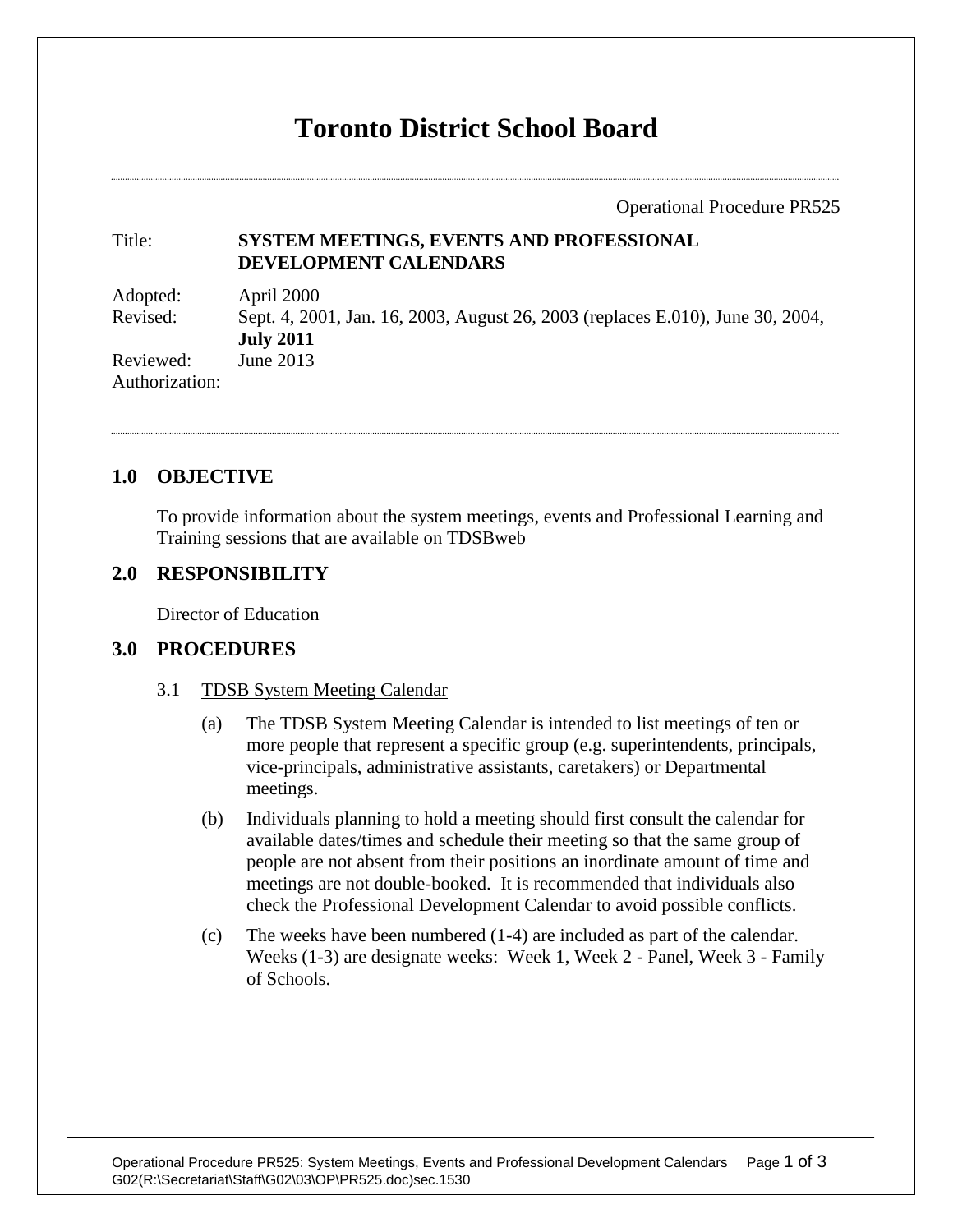# Toronto District School Board

Operational Procedure PR525

| | |
|---|---|
| Title: | **SYSTEM MEETINGS, EVENTS AND PROFESSIONAL DEVELOPMENT CALENDARS** |
| Adopted: | April 2000 |
| Revised: | Sept. 4, 2001, Jan. 16, 2003, August 26, 2003 (replaces E.010), June 30, 2004, **July 2011** |
| Reviewed: | June 2013 |
| Authorization: | |

## 1.0 OBJECTIVE

To provide information about the system meetings, events and Professional Learning and Training sessions that are available on TDSBweb

## 2.0 RESPONSIBILITY

Director of Education

## 3.0 PROCEDURES

3.1 TDSB System Meeting Calendar

(a) The TDSB System Meeting Calendar is intended to list meetings of ten or more people that represent a specific group (e.g. superintendents, principals, vice-principals, administrative assistants, caretakers) or Departmental meetings.

(b) Individuals planning to hold a meeting should first consult the calendar for available dates/times and schedule their meeting so that the same group of people are not absent from their positions an inordinate amount of time and meetings are not double-booked. It is recommended that individuals also check the Professional Development Calendar to avoid possible conflicts.

(c) The weeks have been numbered (1-4) are included as part of the calendar. Weeks (1-3) are designate weeks: Week 1, Week 2 - Panel, Week 3 - Family of Schools.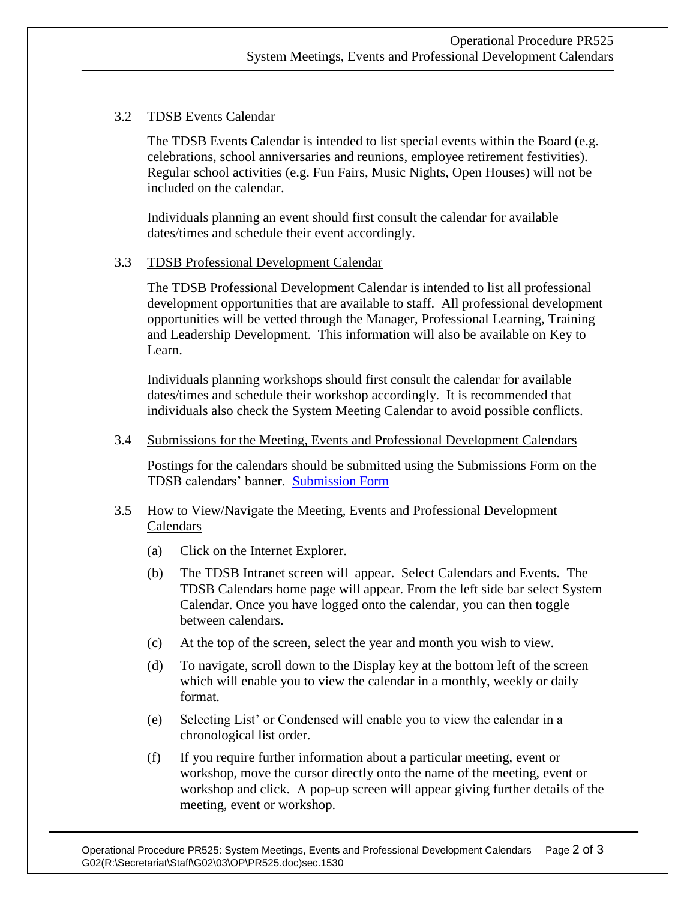### 3.2 TDSB Events Calendar

The TDSB Events Calendar is intended to list special events within the Board (e.g. celebrations, school anniversaries and reunions, employee retirement festivities). Regular school activities (e.g. Fun Fairs, Music Nights, Open Houses) will not be included on the calendar.

Individuals planning an event should first consult the calendar for available dates/times and schedule their event accordingly.

### 3.3 TDSB Professional Development Calendar

The TDSB Professional Development Calendar is intended to list all professional development opportunities that are available to staff. All professional development opportunities will be vetted through the Manager, Professional Learning, Training and Leadership Development. This information will also be available on Key to Learn.

Individuals planning workshops should first consult the calendar for available dates/times and schedule their workshop accordingly. It is recommended that individuals also check the System Meeting Calendar to avoid possible conflicts.

### 3.4 Submissions for the Meeting, Events and Professional Development Calendars

Postings for the calendars should be submitted using the Submissions Form on the TDSB calendars' banner. Submission Form

### 3.5 How to View/Navigate the Meeting, Events and Professional Development Calendars

(a) Click on the Internet Explorer.

(b) The TDSB Intranet screen will appear. Select Calendars and Events. The TDSB Calendars home page will appear. From the left side bar select System Calendar. Once you have logged onto the calendar, you can then toggle between calendars.

(c) At the top of the screen, select the year and month you wish to view.

(d) To navigate, scroll down to the Display key at the bottom left of the screen which will enable you to view the calendar in a monthly, weekly or daily format.

(e) Selecting List' or Condensed will enable you to view the calendar in a chronological list order.

(f) If you require further information about a particular meeting, event or workshop, move the cursor directly onto the name of the meeting, event or workshop and click. A pop-up screen will appear giving further details of the meeting, event or workshop.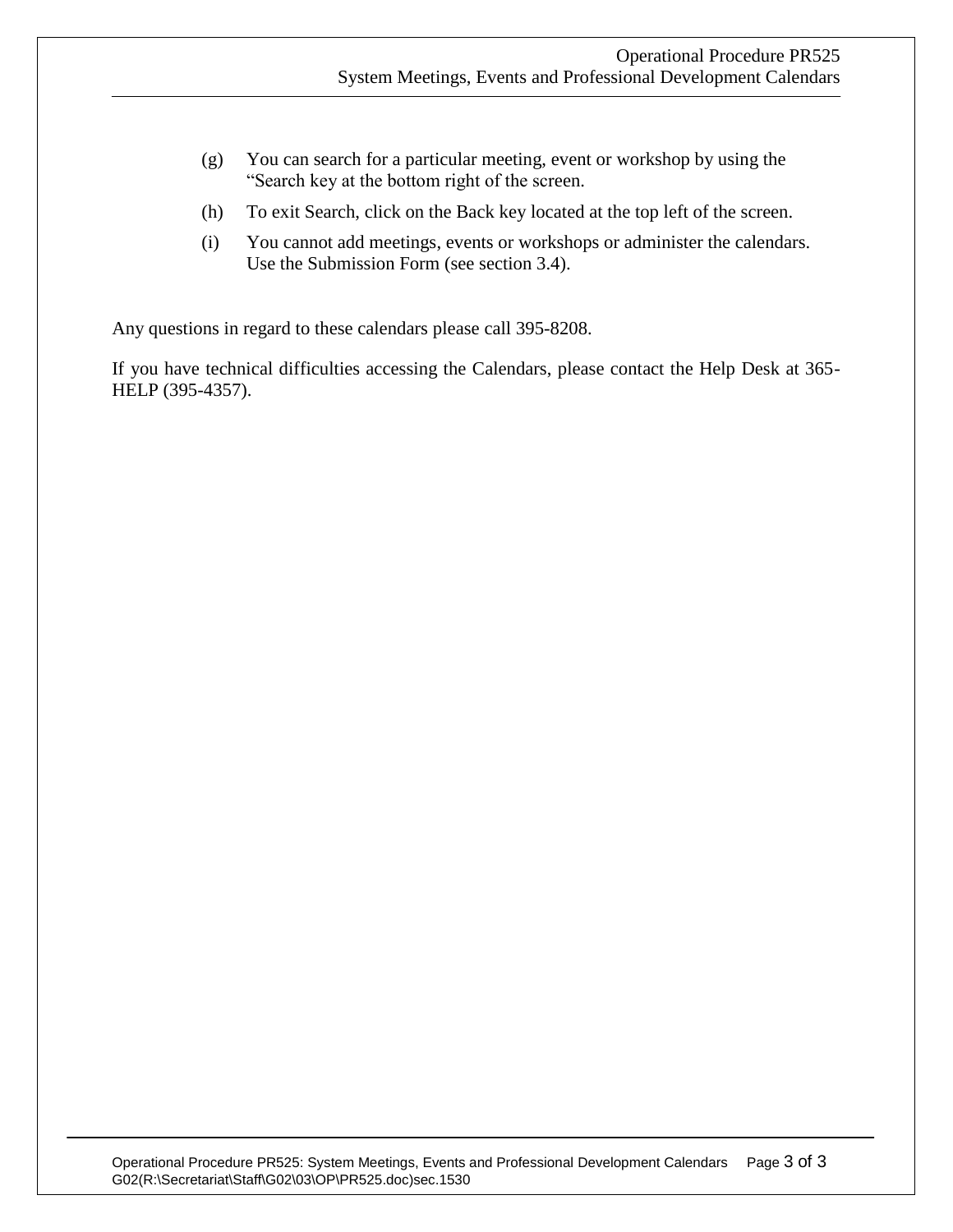(g) You can search for a particular meeting, event or workshop by using the "Search key at the bottom right of the screen.

(h) To exit Search, click on the Back key located at the top left of the screen.

(i) You cannot add meetings, events or workshops or administer the calendars. Use the Submission Form (see section 3.4).

Any questions in regard to these calendars please call 395-8208.

If you have technical difficulties accessing the Calendars, please contact the Help Desk at 365-HELP (395-4357).